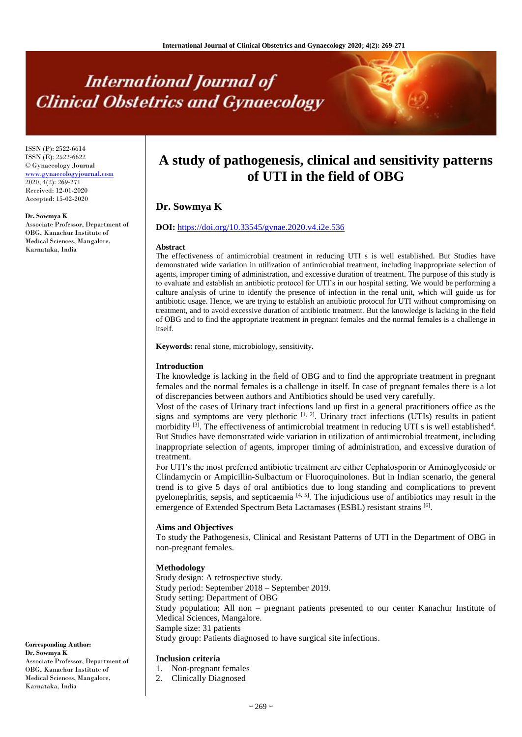# A study of pathogenesis, clinical and sensitivity patterns of UTI in the field of OBG

**Dr. Sowmya K**

**DOI:** https://doi.org/10.33545/gynae.2020.v4.i2e.536

ISSN (P): 2522-6614
ISSN (E): 2522-6622
© Gynaecology Journal
www.gynaecologyjournal.com
2020; 4(2): 269-271
Received: 12-01-2020
Accepted: 15-02-2020

**Dr. Sowmya K**
Associate Professor, Department of OBG, Kanachur Institute of Medical Sciences, Mangalore, Karnataka, India

**Corresponding Author:**
**Dr. Sowmya K**
Associate Professor, Department of OBG, Kanachur Institute of Medical Sciences, Mangalore, Karnataka, India

### Abstract

The effectiveness of antimicrobial treatment in reducing UTI s is well established. But Studies have demonstrated wide variation in utilization of antimicrobial treatment, including inappropriate selection of agents, improper timing of administration, and excessive duration of treatment. The purpose of this study is to evaluate and establish an antibiotic protocol for UTI's in our hospital setting. We would be performing a culture analysis of urine to identify the presence of infection in the renal unit, which will guide us for antibiotic usage. Hence, we are trying to establish an antibiotic protocol for UTI without compromising on treatment, and to avoid excessive duration of antibiotic treatment. But the knowledge is lacking in the field of OBG and to find the appropriate treatment in pregnant females and the normal females is a challenge in itself.

**Keywords:** renal stone, microbiology, sensitivity**.**

### Introduction

The knowledge is lacking in the field of OBG and to find the appropriate treatment in pregnant females and the normal females is a challenge in itself. In case of pregnant females there is a lot of discrepancies between authors and Antibiotics should be used very carefully.

Most of the cases of Urinary tract infections land up first in a general practitioners office as the signs and symptoms are very plethoric [1, 2]. Urinary tract infections (UTIs) results in patient morbidity [3]. The effectiveness of antimicrobial treatment in reducing UTI s is well established[4]. But Studies have demonstrated wide variation in utilization of antimicrobial treatment, including inappropriate selection of agents, improper timing of administration, and excessive duration of treatment.

For UTI's the most preferred antibiotic treatment are either Cephalosporin or Aminoglycoside or Clindamycin or Ampicillin-Sulbactum or Fluoroquinolones. But in Indian scenario, the general trend is to give 5 days of oral antibiotics due to long standing and complications to prevent pyelonephritis, sepsis, and septicaemia [4, 5]. The injudicious use of antibiotics may result in the emergence of Extended Spectrum Beta Lactamases (ESBL) resistant strains [6].

### Aims and Objectives

To study the Pathogenesis, Clinical and Resistant Patterns of UTI in the Department of OBG in non-pregnant females.

### Methodology

Study design: A retrospective study.
Study period: September 2018 – September 2019.
Study setting: Department of OBG
Study population: All non – pregnant patients presented to our center Kanachur Institute of Medical Sciences, Mangalore.
Sample size: 31 patients
Study group: Patients diagnosed to have surgical site infections.

### Inclusion criteria

1. Non-pregnant females
2. Clinically Diagnosed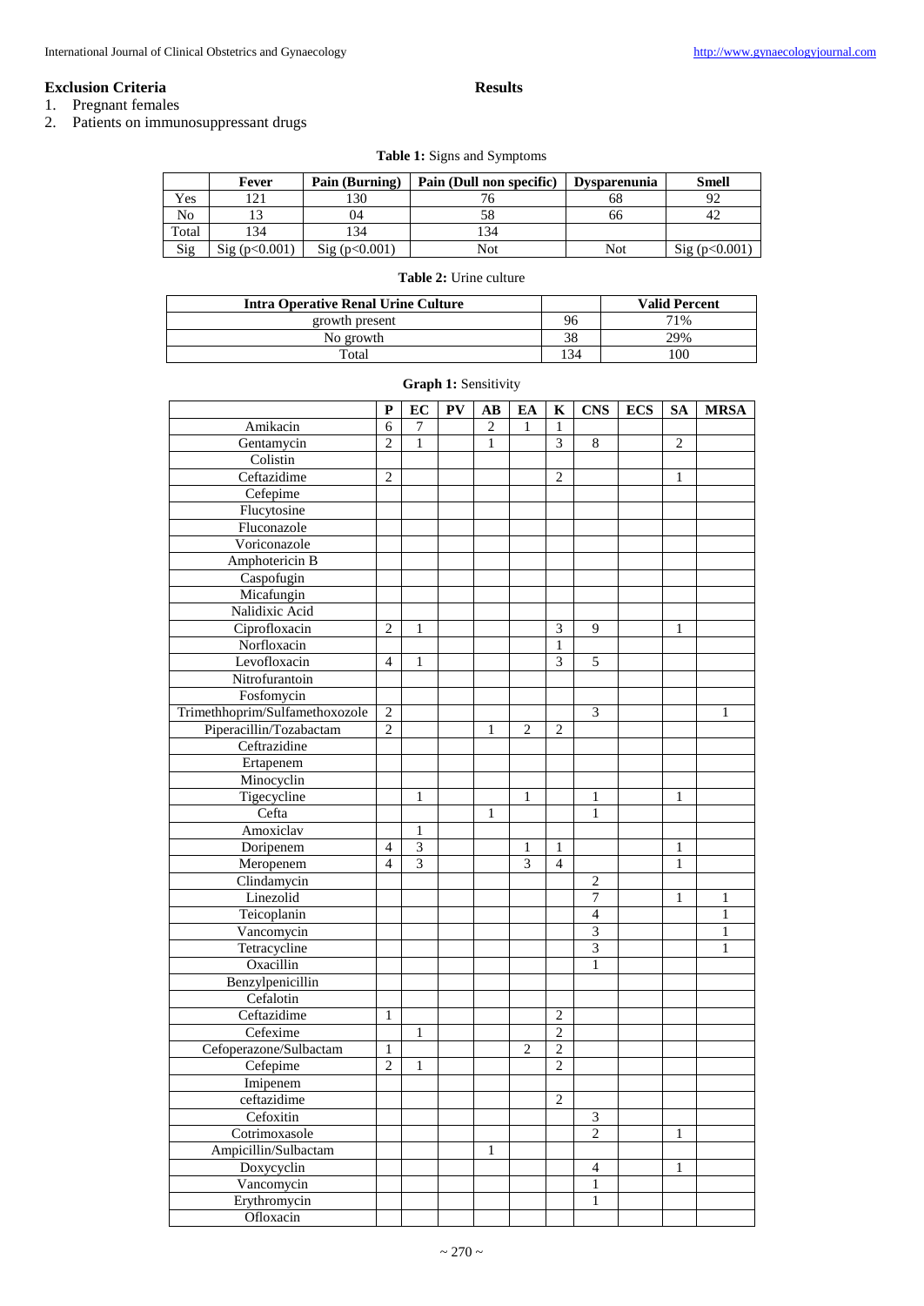## Exclusion Criteria

1. Pregnant females
2. Patients on immunosuppressant drugs

## Results

**Table 1:** Signs and Symptoms

| | Fever | Pain (Burning) | Pain (Dull non specific) | Dysparenunia | Smell |
|---|---|---|---|---|---|
| Yes | 121 | 130 | 76 | 68 | 92 |
| No | 13 | 04 | 58 | 66 | 42 |
| Total | 134 | 134 | 134 | | |
| Sig | Sig ($p<0.001$) | Sig ($p<0.001$) | Not | Not | Sig ($p<0.001$) |

**Table 2:** Urine culture

| Intra Operative Renal Urine Culture | | Valid Percent |
|---|---|---|
| growth present | 96 | 71% |
| No growth | 38 | 29% |
| Total | 134 | 100 |

**Graph 1:** Sensitivity

| | P | EC | PV | AB | EA | K | CNS | ECS | SA | MRSA |
|---|---|---|---|---|---|---|---|---|---|---|
| Amikacin | 6 | 7 | | 2 | 1 | 1 | | | | |
| Gentamycin | 2 | 1 | | 1 | | 3 | 8 | | 2 | |
| Colistin | | | | | | | | | | |
| Ceftazidime | 2 | | | | | 2 | | | 1 | |
| Cefepime | | | | | | | | | | |
| Flucytosine | | | | | | | | | | |
| Fluconazole | | | | | | | | | | |
| Voriconazole | | | | | | | | | | |
| Amphotericin B | | | | | | | | | | |
| Caspofugin | | | | | | | | | | |
| Micafungin | | | | | | | | | | |
| Nalidixic Acid | | | | | | | | | | |
| Ciprofloxacin | 2 | 1 | | | | 3 | 9 | | 1 | |
| Norfloxacin | | | | | | 1 | | | | |
| Levofloxacin | 4 | 1 | | | | 3 | 5 | | | |
| Nitrofurantoin | | | | | | | | | | |
| Fosfomycin | | | | | | | | | | |
| Trimethhoprim/Sulfamethoxozole | 2 | | | | | | 3 | | | 1 |
| Piperacillin/Tozabactam | 2 | | | 1 | 2 | 2 | | | | |
| Ceftrazidine | | | | | | | | | | |
| Ertapenem | | | | | | | | | | |
| Minocyclin | | | | | | | | | | |
| Tigecycline | | 1 | | | 1 | | 1 | | 1 | |
| Cefta | | | | 1 | | | 1 | | | |
| Amoxiclav | | 1 | | | | | | | | |
| Doripenem | 4 | 3 | | | 1 | 1 | | | 1 | |
| Meropenem | 4 | 3 | | | 3 | 4 | | | 1 | |
| Clindamycin | | | | | | | 2 | | | |
| Linezolid | | | | | | | 7 | | 1 | 1 |
| Teicoplanin | | | | | | | 4 | | | 1 |
| Vancomycin | | | | | | | 3 | | | 1 |
| Tetracycline | | | | | | | 3 | | | 1 |
| Oxacillin | | | | | | | 1 | | | |
| Benzylpenicillin | | | | | | | | | | |
| Cefalotin | | | | | | | | | | |
| Ceftazidime | 1 | | | | | 2 | | | | |
| Cefexime | | 1 | | | | 2 | | | | |
| Cefoperazone/Sulbactam | 1 | | | | 2 | 2 | | | | |
| Cefepime | 2 | 1 | | | | 2 | | | | |
| Imipenem | | | | | | | | | | |
| ceftazidime | | | | | | 2 | | | | |
| Cefoxitin | | | | | | | 3 | | | |
| Cotrimoxasole | | | | | | | 2 | | 1 | |
| Ampicillin/Sulbactam | | | | 1 | | | | | | |
| Doxycyclin | | | | | | | 4 | | 1 | |
| Vancomycin | | | | | | | 1 | | | |
| Erythromycin | | | | | | | 1 | | | |
| Ofloxacin | | | | | | | | | | |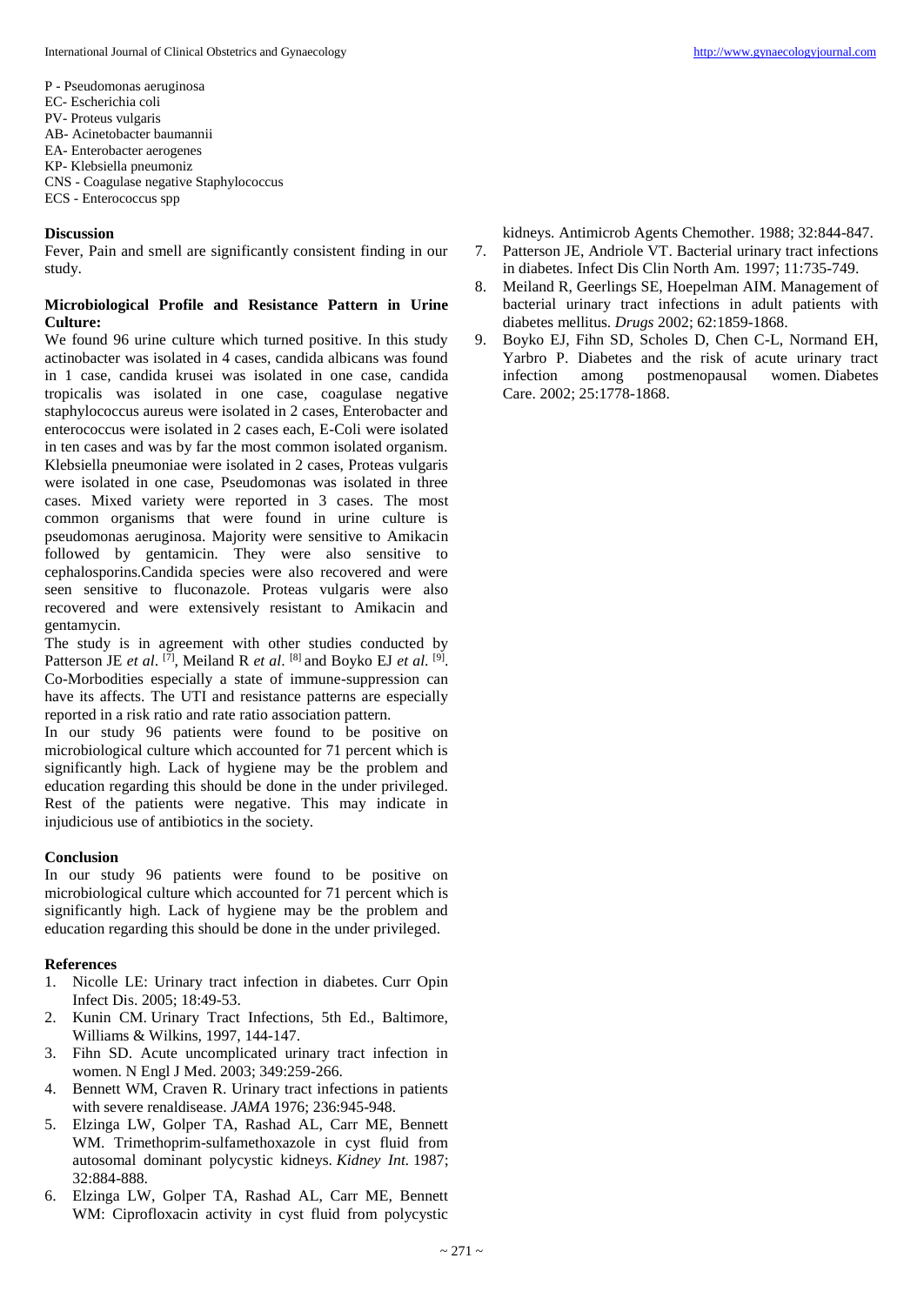P - Pseudomonas aeruginosa
EC- Escherichia coli
PV- Proteus vulgaris
AB- Acinetobacter baumannii
EA- Enterobacter aerogenes
KP- Klebsiella pneumoniz
CNS - Coagulase negative Staphylococcus
ECS - Enterococcus spp

## Discussion

Fever, Pain and smell are significantly consistent finding in our study.

### Microbiological Profile and Resistance Pattern in Urine Culture:

We found 96 urine culture which turned positive. In this study actinobacter was isolated in 4 cases, candida albicans was found in 1 case, candida krusei was isolated in one case, candida tropicalis was isolated in one case, coagulase negative staphylococcus aureus were isolated in 2 cases, Enterobacter and enterococcus were isolated in 2 cases each, E-Coli were isolated in ten cases and was by far the most common isolated organism. Klebsiella pneumoniae were isolated in 2 cases, Proteas vulgaris were isolated in one case, Pseudomonas was isolated in three cases. Mixed variety were reported in 3 cases. The most common organisms that were found in urine culture is pseudomonas aeruginosa. Majority were sensitive to Amikacin followed by gentamicin. They were also sensitive to cephalosporins.Candida species were also recovered and were seen sensitive to fluconazole. Proteas vulgaris were also recovered and were extensively resistant to Amikacin and gentamycin.

The study is in agreement with other studies conducted by Patterson JE *et al*. [7], Meiland R *et al*. [8] and Boyko EJ *et al*. [9]. Co-Morbodities especially a state of immune-suppression can have its affects. The UTI and resistance patterns are especially reported in a risk ratio and rate ratio association pattern.

In our study 96 patients were found to be positive on microbiological culture which accounted for 71 percent which is significantly high. Lack of hygiene may be the problem and education regarding this should be done in the under privileged. Rest of the patients were negative. This may indicate in injudicious use of antibiotics in the society.

## Conclusion

In our study 96 patients were found to be positive on microbiological culture which accounted for 71 percent which is significantly high. Lack of hygiene may be the problem and education regarding this should be done in the under privileged.

## References

1. Nicolle LE: Urinary tract infection in diabetes. Curr Opin Infect Dis. 2005; 18:49-53.
2. Kunin CM. Urinary Tract Infections, 5th Ed., Baltimore, Williams & Wilkins, 1997, 144-147.
3. Fihn SD. Acute uncomplicated urinary tract infection in women. N Engl J Med. 2003; 349:259-266.
4. Bennett WM, Craven R. Urinary tract infections in patients with severe renaldisease. *JAMA* 1976; 236:945-948.
5. Elzinga LW, Golper TA, Rashad AL, Carr ME, Bennett WM. Trimethoprim-sulfamethoxazole in cyst fluid from autosomal dominant polycystic kidneys. *Kidney Int.* 1987; 32:884-888.
6. Elzinga LW, Golper TA, Rashad AL, Carr ME, Bennett WM: Ciprofloxacin activity in cyst fluid from polycystic kidneys. Antimicrob Agents Chemother. 1988; 32:844-847.
7. Patterson JE, Andriole VT. Bacterial urinary tract infections in diabetes. Infect Dis Clin North Am. 1997; 11:735-749.
8. Meiland R, Geerlings SE, Hoepelman AIM. Management of bacterial urinary tract infections in adult patients with diabetes mellitus. *Drugs* 2002; 62:1859-1868.
9. Boyko EJ, Fihn SD, Scholes D, Chen C-L, Normand EH, Yarbro P. Diabetes and the risk of acute urinary tract infection among postmenopausal women. Diabetes Care. 2002; 25:1778-1868.